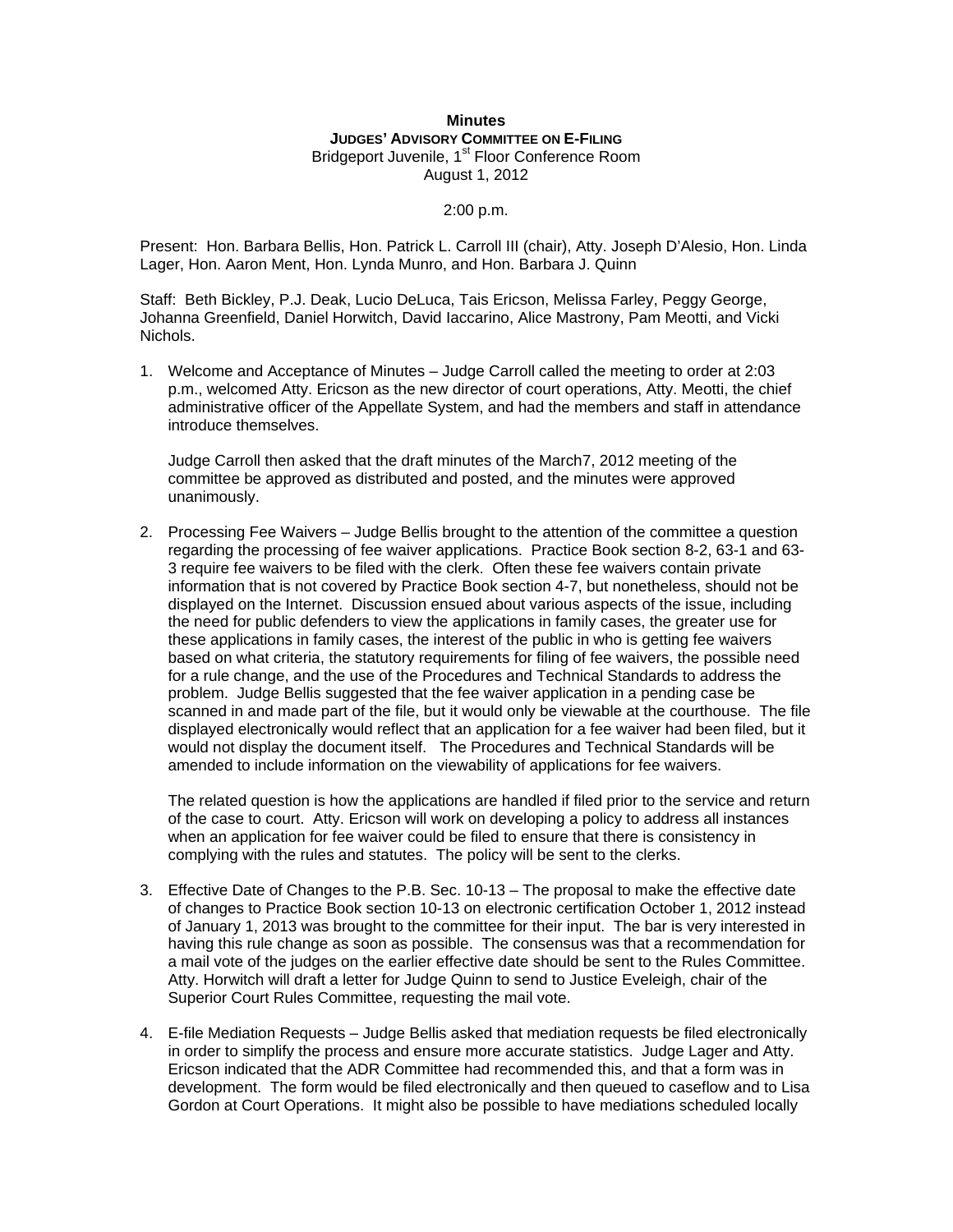# Minutes

## JUDGES' ADVISORY COMMITTEE ON E-FILING

Bridgeport Juvenile, 1st Floor Conference Room
August 1, 2012

2:00 p.m.

Present: Hon. Barbara Bellis, Hon. Patrick L. Carroll III (chair), Atty. Joseph D'Alesio, Hon. Linda Lager, Hon. Aaron Ment, Hon. Lynda Munro, and Hon. Barbara J. Quinn

Staff: Beth Bickley, P.J. Deak, Lucio DeLuca, Tais Ericson, Melissa Farley, Peggy George, Johanna Greenfield, Daniel Horwitch, David Iaccarino, Alice Mastrony, Pam Meotti, and Vicki Nichols.

1. Welcome and Acceptance of Minutes – Judge Carroll called the meeting to order at 2:03 p.m., welcomed Atty. Ericson as the new director of court operations, Atty. Meotti, the chief administrative officer of the Appellate System, and had the members and staff in attendance introduce themselves.

   Judge Carroll then asked that the draft minutes of the March7, 2012 meeting of the committee be approved as distributed and posted, and the minutes were approved unanimously.

2. Processing Fee Waivers – Judge Bellis brought to the attention of the committee a question regarding the processing of fee waiver applications. Practice Book section 8-2, 63-1 and 63-3 require fee waivers to be filed with the clerk. Often these fee waivers contain private information that is not covered by Practice Book section 4-7, but nonetheless, should not be displayed on the Internet. Discussion ensued about various aspects of the issue, including the need for public defenders to view the applications in family cases, the greater use for these applications in family cases, the interest of the public in who is getting fee waivers based on what criteria, the statutory requirements for filing of fee waivers, the possible need for a rule change, and the use of the Procedures and Technical Standards to address the problem. Judge Bellis suggested that the fee waiver application in a pending case be scanned in and made part of the file, but it would only be viewable at the courthouse. The file displayed electronically would reflect that an application for a fee waiver had been filed, but it would not display the document itself. The Procedures and Technical Standards will be amended to include information on the viewability of applications for fee waivers.

   The related question is how the applications are handled if filed prior to the service and return of the case to court. Atty. Ericson will work on developing a policy to address all instances when an application for fee waiver could be filed to ensure that there is consistency in complying with the rules and statutes. The policy will be sent to the clerks.

3. Effective Date of Changes to the P.B. Sec. 10-13 – The proposal to make the effective date of changes to Practice Book section 10-13 on electronic certification October 1, 2012 instead of January 1, 2013 was brought to the committee for their input. The bar is very interested in having this rule change as soon as possible. The consensus was that a recommendation for a mail vote of the judges on the earlier effective date should be sent to the Rules Committee. Atty. Horwitch will draft a letter for Judge Quinn to send to Justice Eveleigh, chair of the Superior Court Rules Committee, requesting the mail vote.

4. E-file Mediation Requests – Judge Bellis asked that mediation requests be filed electronically in order to simplify the process and ensure more accurate statistics. Judge Lager and Atty. Ericson indicated that the ADR Committee had recommended this, and that a form was in development. The form would be filed electronically and then queued to caseflow and to Lisa Gordon at Court Operations. It might also be possible to have mediations scheduled locally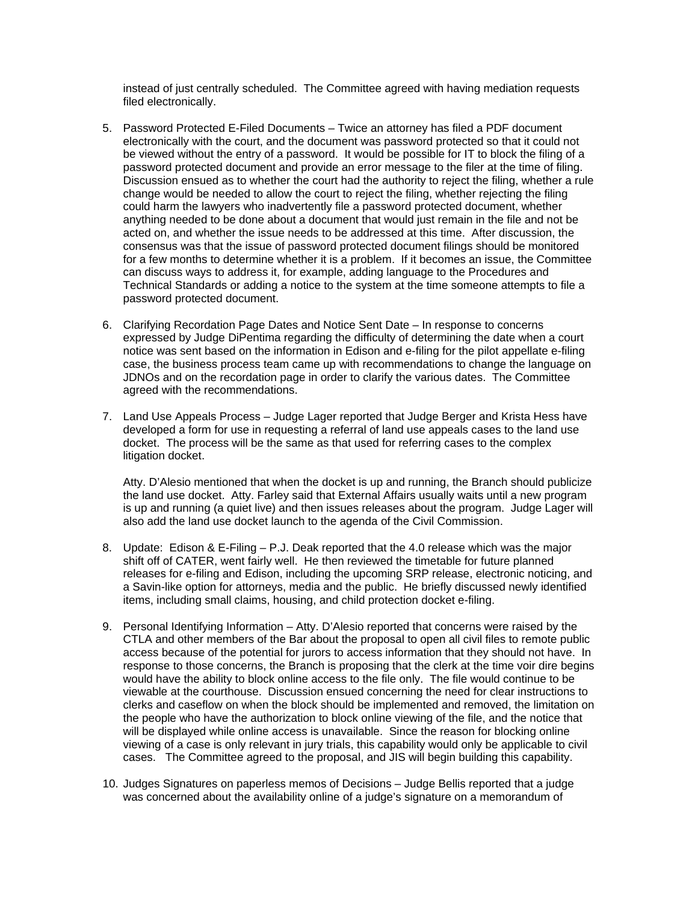instead of just centrally scheduled. The Committee agreed with having mediation requests filed electronically.

5. Password Protected E-Filed Documents – Twice an attorney has filed a PDF document electronically with the court, and the document was password protected so that it could not be viewed without the entry of a password. It would be possible for IT to block the filing of a password protected document and provide an error message to the filer at the time of filing. Discussion ensued as to whether the court had the authority to reject the filing, whether a rule change would be needed to allow the court to reject the filing, whether rejecting the filing could harm the lawyers who inadvertently file a password protected document, whether anything needed to be done about a document that would just remain in the file and not be acted on, and whether the issue needs to be addressed at this time. After discussion, the consensus was that the issue of password protected document filings should be monitored for a few months to determine whether it is a problem. If it becomes an issue, the Committee can discuss ways to address it, for example, adding language to the Procedures and Technical Standards or adding a notice to the system at the time someone attempts to file a password protected document.

6. Clarifying Recordation Page Dates and Notice Sent Date – In response to concerns expressed by Judge DiPentima regarding the difficulty of determining the date when a court notice was sent based on the information in Edison and e-filing for the pilot appellate e-filing case, the business process team came up with recommendations to change the language on JDNOs and on the recordation page in order to clarify the various dates. The Committee agreed with the recommendations.

7. Land Use Appeals Process – Judge Lager reported that Judge Berger and Krista Hess have developed a form for use in requesting a referral of land use appeals cases to the land use docket. The process will be the same as that used for referring cases to the complex litigation docket.

   Atty. D'Alesio mentioned that when the docket is up and running, the Branch should publicize the land use docket. Atty. Farley said that External Affairs usually waits until a new program is up and running (a quiet live) and then issues releases about the program. Judge Lager will also add the land use docket launch to the agenda of the Civil Commission.

8. Update: Edison & E-Filing – P.J. Deak reported that the 4.0 release which was the major shift off of CATER, went fairly well. He then reviewed the timetable for future planned releases for e-filing and Edison, including the upcoming SRP release, electronic noticing, and a Savin-like option for attorneys, media and the public. He briefly discussed newly identified items, including small claims, housing, and child protection docket e-filing.

9. Personal Identifying Information – Atty. D'Alesio reported that concerns were raised by the CTLA and other members of the Bar about the proposal to open all civil files to remote public access because of the potential for jurors to access information that they should not have. In response to those concerns, the Branch is proposing that the clerk at the time voir dire begins would have the ability to block online access to the file only. The file would continue to be viewable at the courthouse. Discussion ensued concerning the need for clear instructions to clerks and caseflow on when the block should be implemented and removed, the limitation on the people who have the authorization to block online viewing of the file, and the notice that will be displayed while online access is unavailable. Since the reason for blocking online viewing of a case is only relevant in jury trials, this capability would only be applicable to civil cases. The Committee agreed to the proposal, and JIS will begin building this capability.

10. Judges Signatures on paperless memos of Decisions – Judge Bellis reported that a judge was concerned about the availability online of a judge's signature on a memorandum of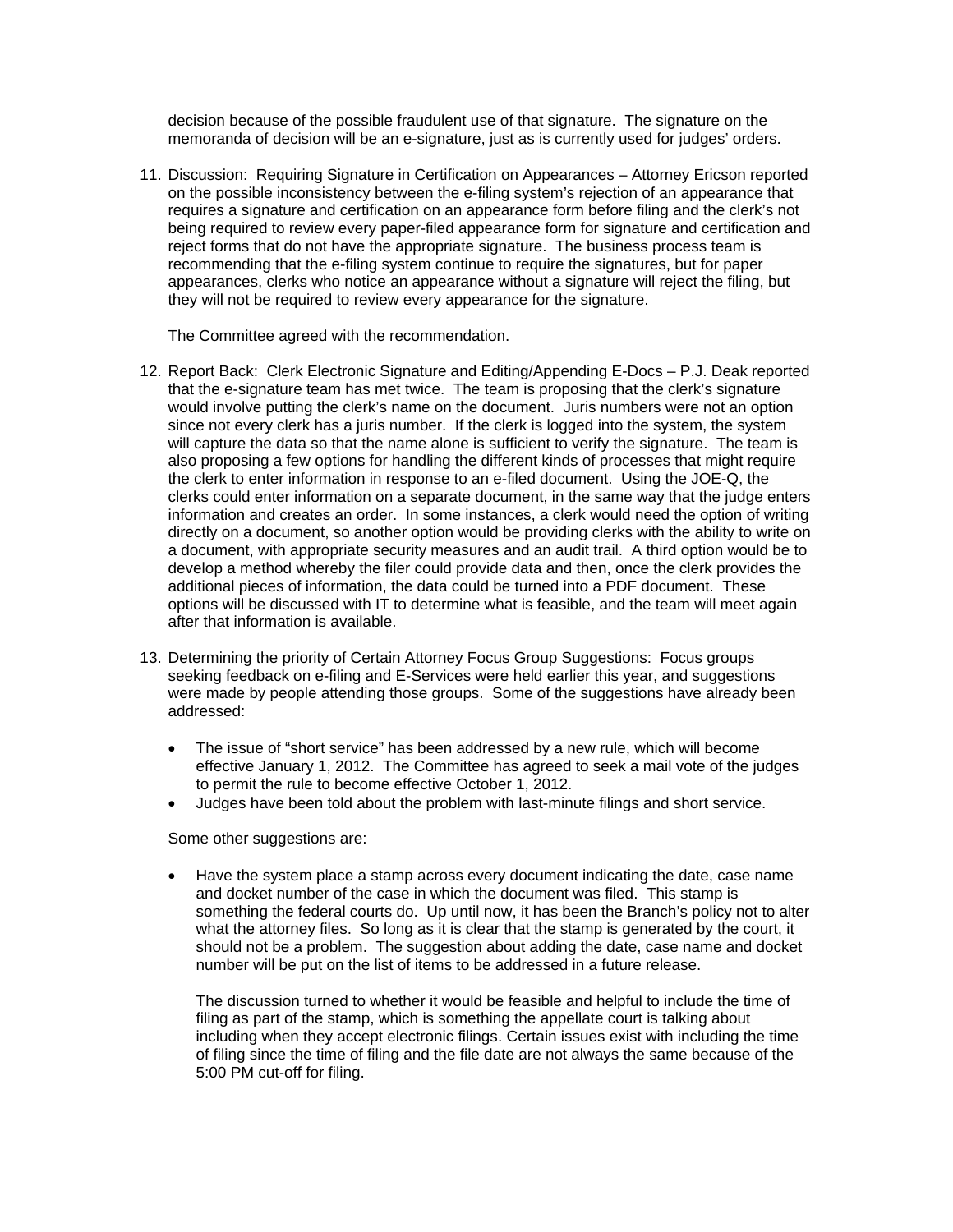decision because of the possible fraudulent use of that signature. The signature on the memoranda of decision will be an e-signature, just as is currently used for judges' orders.

11. Discussion: Requiring Signature in Certification on Appearances – Attorney Ericson reported on the possible inconsistency between the e-filing system's rejection of an appearance that requires a signature and certification on an appearance form before filing and the clerk's not being required to review every paper-filed appearance form for signature and certification and reject forms that do not have the appropriate signature. The business process team is recommending that the e-filing system continue to require the signatures, but for paper appearances, clerks who notice an appearance without a signature will reject the filing, but they will not be required to review every appearance for the signature.

    The Committee agreed with the recommendation.

12. Report Back: Clerk Electronic Signature and Editing/Appending E-Docs – P.J. Deak reported that the e-signature team has met twice. The team is proposing that the clerk's signature would involve putting the clerk's name on the document. Juris numbers were not an option since not every clerk has a juris number. If the clerk is logged into the system, the system will capture the data so that the name alone is sufficient to verify the signature. The team is also proposing a few options for handling the different kinds of processes that might require the clerk to enter information in response to an e-filed document. Using the JOE-Q, the clerks could enter information on a separate document, in the same way that the judge enters information and creates an order. In some instances, a clerk would need the option of writing directly on a document, so another option would be providing clerks with the ability to write on a document, with appropriate security measures and an audit trail. A third option would be to develop a method whereby the filer could provide data and then, once the clerk provides the additional pieces of information, the data could be turned into a PDF document. These options will be discussed with IT to determine what is feasible, and the team will meet again after that information is available.

13. Determining the priority of Certain Attorney Focus Group Suggestions: Focus groups seeking feedback on e-filing and E-Services were held earlier this year, and suggestions were made by people attending those groups. Some of the suggestions have already been addressed:

    - The issue of "short service" has been addressed by a new rule, which will become effective January 1, 2012. The Committee has agreed to seek a mail vote of the judges to permit the rule to become effective October 1, 2012.
    - Judges have been told about the problem with last-minute filings and short service.

    Some other suggestions are:

    - Have the system place a stamp across every document indicating the date, case name and docket number of the case in which the document was filed. This stamp is something the federal courts do. Up until now, it has been the Branch's policy not to alter what the attorney files. So long as it is clear that the stamp is generated by the court, it should not be a problem. The suggestion about adding the date, case name and docket number will be put on the list of items to be addressed in a future release.

      The discussion turned to whether it would be feasible and helpful to include the time of filing as part of the stamp, which is something the appellate court is talking about including when they accept electronic filings. Certain issues exist with including the time of filing since the time of filing and the file date are not always the same because of the 5:00 PM cut-off for filing.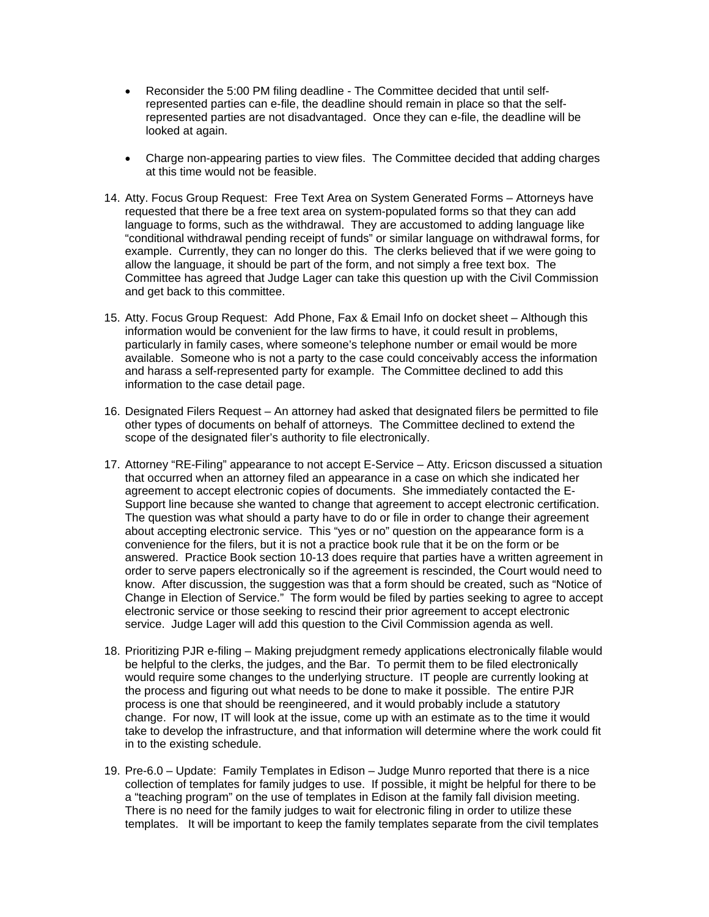- Reconsider the 5:00 PM filing deadline - The Committee decided that until self-represented parties can e-file, the deadline should remain in place so that the self-represented parties are not disadvantaged. Once they can e-file, the deadline will be looked at again.

- Charge non-appearing parties to view files. The Committee decided that adding charges at this time would not be feasible.

14. Atty. Focus Group Request: Free Text Area on System Generated Forms – Attorneys have requested that there be a free text area on system-populated forms so that they can add language to forms, such as the withdrawal. They are accustomed to adding language like "conditional withdrawal pending receipt of funds" or similar language on withdrawal forms, for example. Currently, they can no longer do this. The clerks believed that if we were going to allow the language, it should be part of the form, and not simply a free text box. The Committee has agreed that Judge Lager can take this question up with the Civil Commission and get back to this committee.

15. Atty. Focus Group Request: Add Phone, Fax & Email Info on docket sheet – Although this information would be convenient for the law firms to have, it could result in problems, particularly in family cases, where someone's telephone number or email would be more available. Someone who is not a party to the case could conceivably access the information and harass a self-represented party for example. The Committee declined to add this information to the case detail page.

16. Designated Filers Request – An attorney had asked that designated filers be permitted to file other types of documents on behalf of attorneys. The Committee declined to extend the scope of the designated filer's authority to file electronically.

17. Attorney "RE-Filing" appearance to not accept E-Service – Atty. Ericson discussed a situation that occurred when an attorney filed an appearance in a case on which she indicated her agreement to accept electronic copies of documents. She immediately contacted the E-Support line because she wanted to change that agreement to accept electronic certification. The question was what should a party have to do or file in order to change their agreement about accepting electronic service. This "yes or no" question on the appearance form is a convenience for the filers, but it is not a practice book rule that it be on the form or be answered. Practice Book section 10-13 does require that parties have a written agreement in order to serve papers electronically so if the agreement is rescinded, the Court would need to know. After discussion, the suggestion was that a form should be created, such as "Notice of Change in Election of Service." The form would be filed by parties seeking to agree to accept electronic service or those seeking to rescind their prior agreement to accept electronic service. Judge Lager will add this question to the Civil Commission agenda as well.

18. Prioritizing PJR e-filing – Making prejudgment remedy applications electronically filable would be helpful to the clerks, the judges, and the Bar. To permit them to be filed electronically would require some changes to the underlying structure. IT people are currently looking at the process and figuring out what needs to be done to make it possible. The entire PJR process is one that should be reengineered, and it would probably include a statutory change. For now, IT will look at the issue, come up with an estimate as to the time it would take to develop the infrastructure, and that information will determine where the work could fit in to the existing schedule.

19. Pre-6.0 – Update: Family Templates in Edison – Judge Munro reported that there is a nice collection of templates for family judges to use. If possible, it might be helpful for there to be a "teaching program" on the use of templates in Edison at the family fall division meeting. There is no need for the family judges to wait for electronic filing in order to utilize these templates. It will be important to keep the family templates separate from the civil templates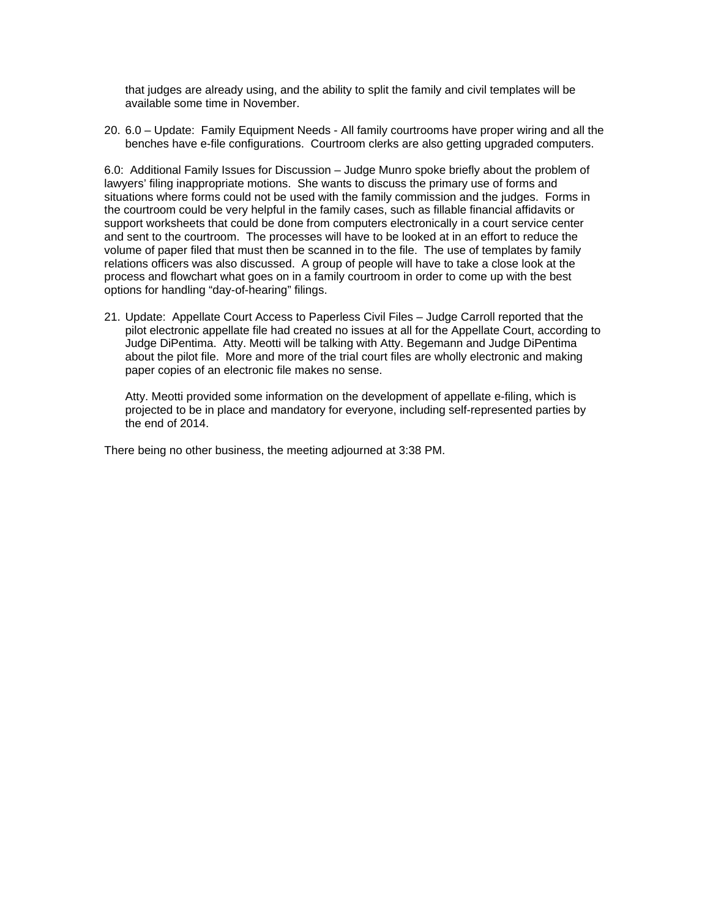that judges are already using, and the ability to split the family and civil templates will be available some time in November.

20. 6.0 – Update: Family Equipment Needs - All family courtrooms have proper wiring and all the benches have e-file configurations. Courtroom clerks are also getting upgraded computers.

6.0: Additional Family Issues for Discussion – Judge Munro spoke briefly about the problem of lawyers' filing inappropriate motions. She wants to discuss the primary use of forms and situations where forms could not be used with the family commission and the judges. Forms in the courtroom could be very helpful in the family cases, such as fillable financial affidavits or support worksheets that could be done from computers electronically in a court service center and sent to the courtroom. The processes will have to be looked at in an effort to reduce the volume of paper filed that must then be scanned in to the file. The use of templates by family relations officers was also discussed. A group of people will have to take a close look at the process and flowchart what goes on in a family courtroom in order to come up with the best options for handling "day-of-hearing" filings.

21. Update: Appellate Court Access to Paperless Civil Files – Judge Carroll reported that the pilot electronic appellate file had created no issues at all for the Appellate Court, according to Judge DiPentima. Atty. Meotti will be talking with Atty. Begemann and Judge DiPentima about the pilot file. More and more of the trial court files are wholly electronic and making paper copies of an electronic file makes no sense.

    Atty. Meotti provided some information on the development of appellate e-filing, which is projected to be in place and mandatory for everyone, including self-represented parties by the end of 2014.

There being no other business, the meeting adjourned at 3:38 PM.